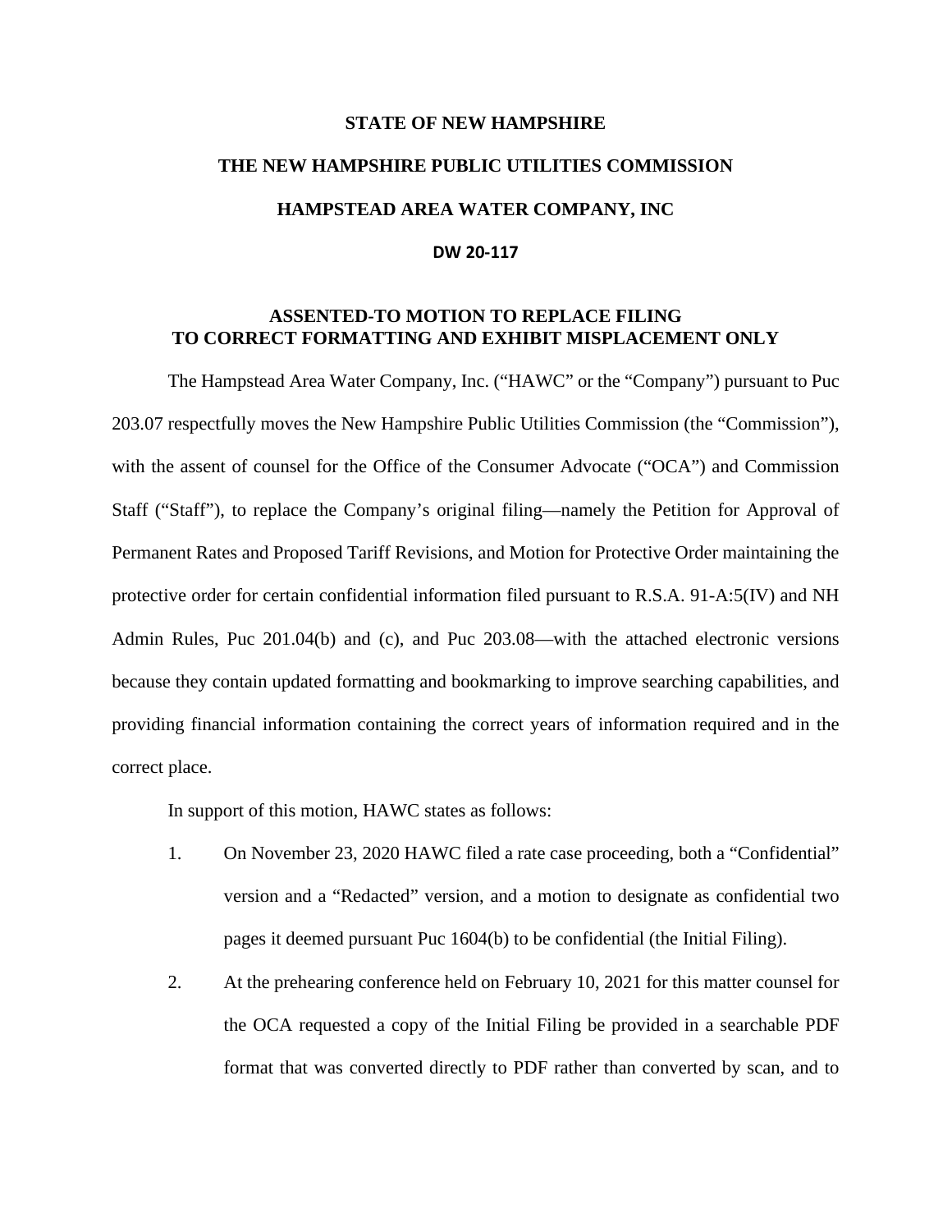**STATE OF NEW HAMPSHIRE**

**THE NEW HAMPSHIRE PUBLIC UTILITIES COMMISSION**

**HAMPSTEAD AREA WATER COMPANY, INC**

**DW 20-117**

## ASSENTED-TO MOTION TO REPLACE FILING TO CORRECT FORMATTING AND EXHIBIT MISPLACEMENT ONLY

The Hampstead Area Water Company, Inc. ("HAWC" or the "Company") pursuant to Puc 203.07 respectfully moves the New Hampshire Public Utilities Commission (the "Commission"), with the assent of counsel for the Office of the Consumer Advocate ("OCA") and Commission Staff ("Staff"), to replace the Company's original filing—namely the Petition for Approval of Permanent Rates and Proposed Tariff Revisions, and Motion for Protective Order maintaining the protective order for certain confidential information filed pursuant to R.S.A. 91-A:5(IV) and NH Admin Rules, Puc 201.04(b) and (c), and Puc 203.08—with the attached electronic versions because they contain updated formatting and bookmarking to improve searching capabilities, and providing financial information containing the correct years of information required and in the correct place.

In support of this motion, HAWC states as follows:

1. On November 23, 2020 HAWC filed a rate case proceeding, both a "Confidential" version and a "Redacted" version, and a motion to designate as confidential two pages it deemed pursuant Puc 1604(b) to be confidential (the Initial Filing).

2. At the prehearing conference held on February 10, 2021 for this matter counsel for the OCA requested a copy of the Initial Filing be provided in a searchable PDF format that was converted directly to PDF rather than converted by scan, and to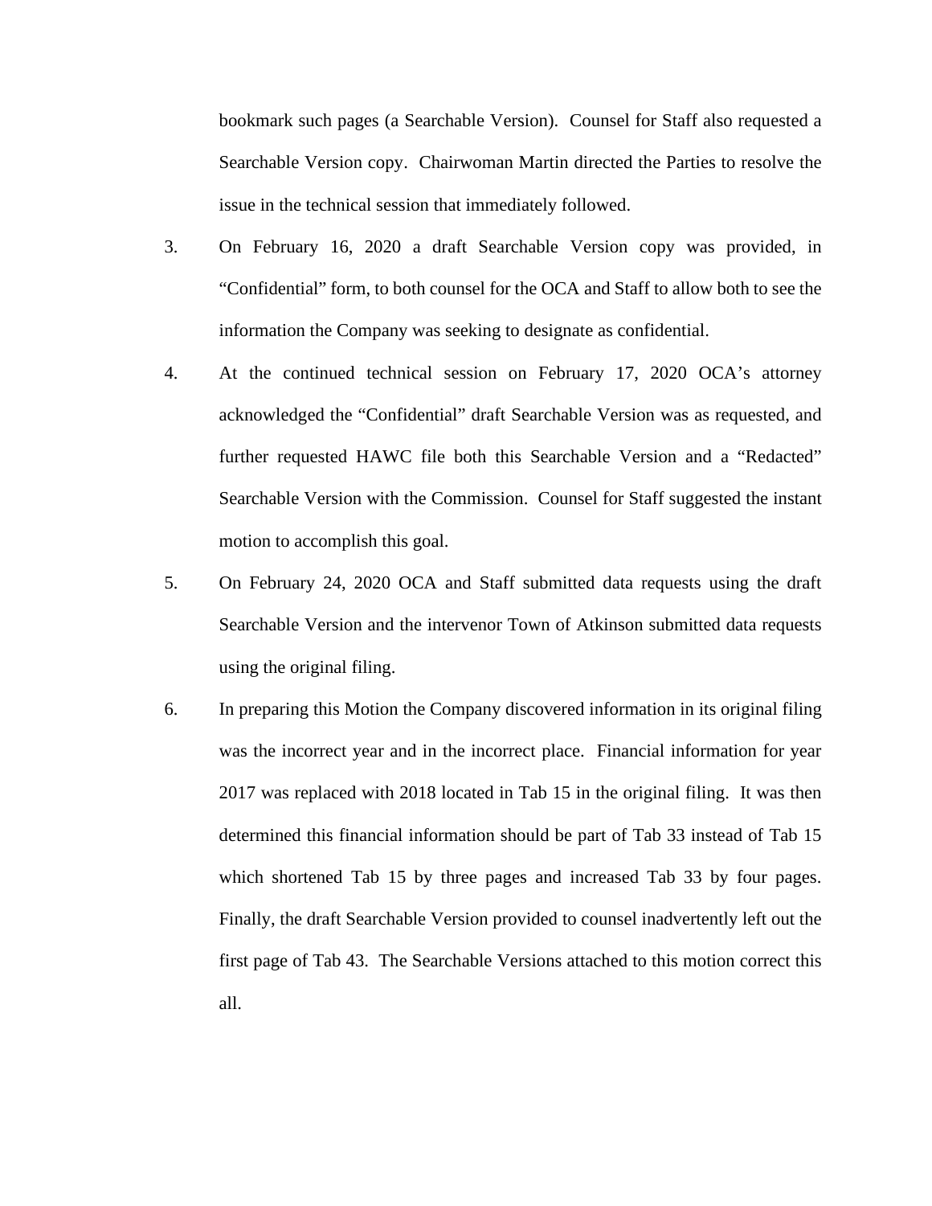bookmark such pages (a Searchable Version). Counsel for Staff also requested a Searchable Version copy. Chairwoman Martin directed the Parties to resolve the issue in the technical session that immediately followed.

3. On February 16, 2020 a draft Searchable Version copy was provided, in "Confidential" form, to both counsel for the OCA and Staff to allow both to see the information the Company was seeking to designate as confidential.

4. At the continued technical session on February 17, 2020 OCA's attorney acknowledged the "Confidential" draft Searchable Version was as requested, and further requested HAWC file both this Searchable Version and a "Redacted" Searchable Version with the Commission. Counsel for Staff suggested the instant motion to accomplish this goal.

5. On February 24, 2020 OCA and Staff submitted data requests using the draft Searchable Version and the intervenor Town of Atkinson submitted data requests using the original filing.

6. In preparing this Motion the Company discovered information in its original filing was the incorrect year and in the incorrect place. Financial information for year 2017 was replaced with 2018 located in Tab 15 in the original filing. It was then determined this financial information should be part of Tab 33 instead of Tab 15 which shortened Tab 15 by three pages and increased Tab 33 by four pages. Finally, the draft Searchable Version provided to counsel inadvertently left out the first page of Tab 43. The Searchable Versions attached to this motion correct this all.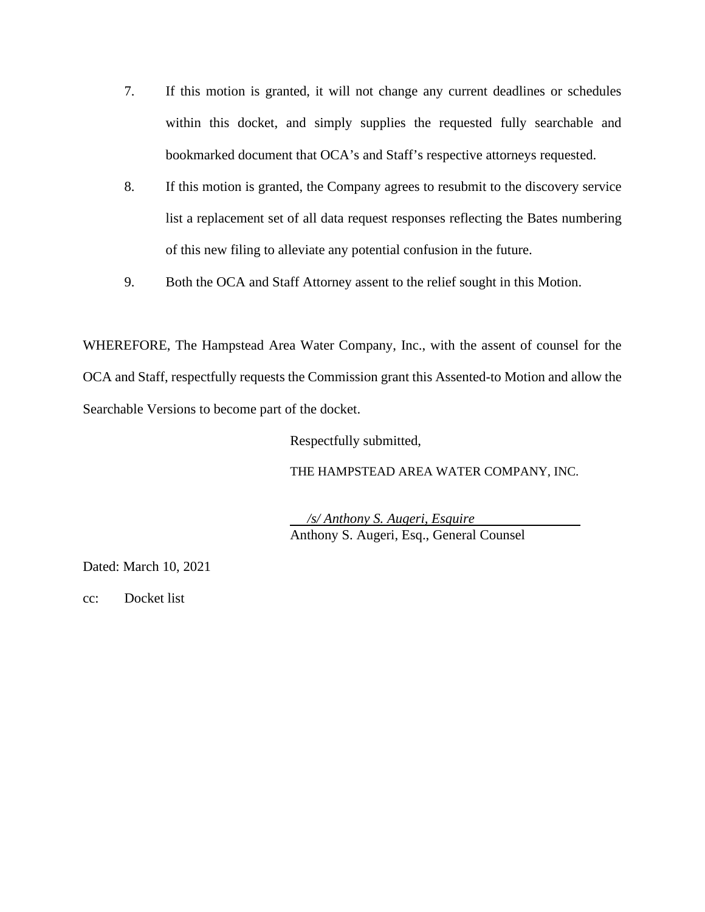7. If this motion is granted, it will not change any current deadlines or schedules within this docket, and simply supplies the requested fully searchable and bookmarked document that OCA's and Staff's respective attorneys requested.

8. If this motion is granted, the Company agrees to resubmit to the discovery service list a replacement set of all data request responses reflecting the Bates numbering of this new filing to alleviate any potential confusion in the future.

9. Both the OCA and Staff Attorney assent to the relief sought in this Motion.

WHEREFORE, The Hampstead Area Water Company, Inc., with the assent of counsel for the OCA and Staff, respectfully requests the Commission grant this Assented-to Motion and allow the Searchable Versions to become part of the docket.

Respectfully submitted,

THE HAMPSTEAD AREA WATER COMPANY, INC.

*/s/ Anthony S. Augeri, Esquire*
Anthony S. Augeri, Esq., General Counsel

Dated: March 10, 2021

cc: Docket list